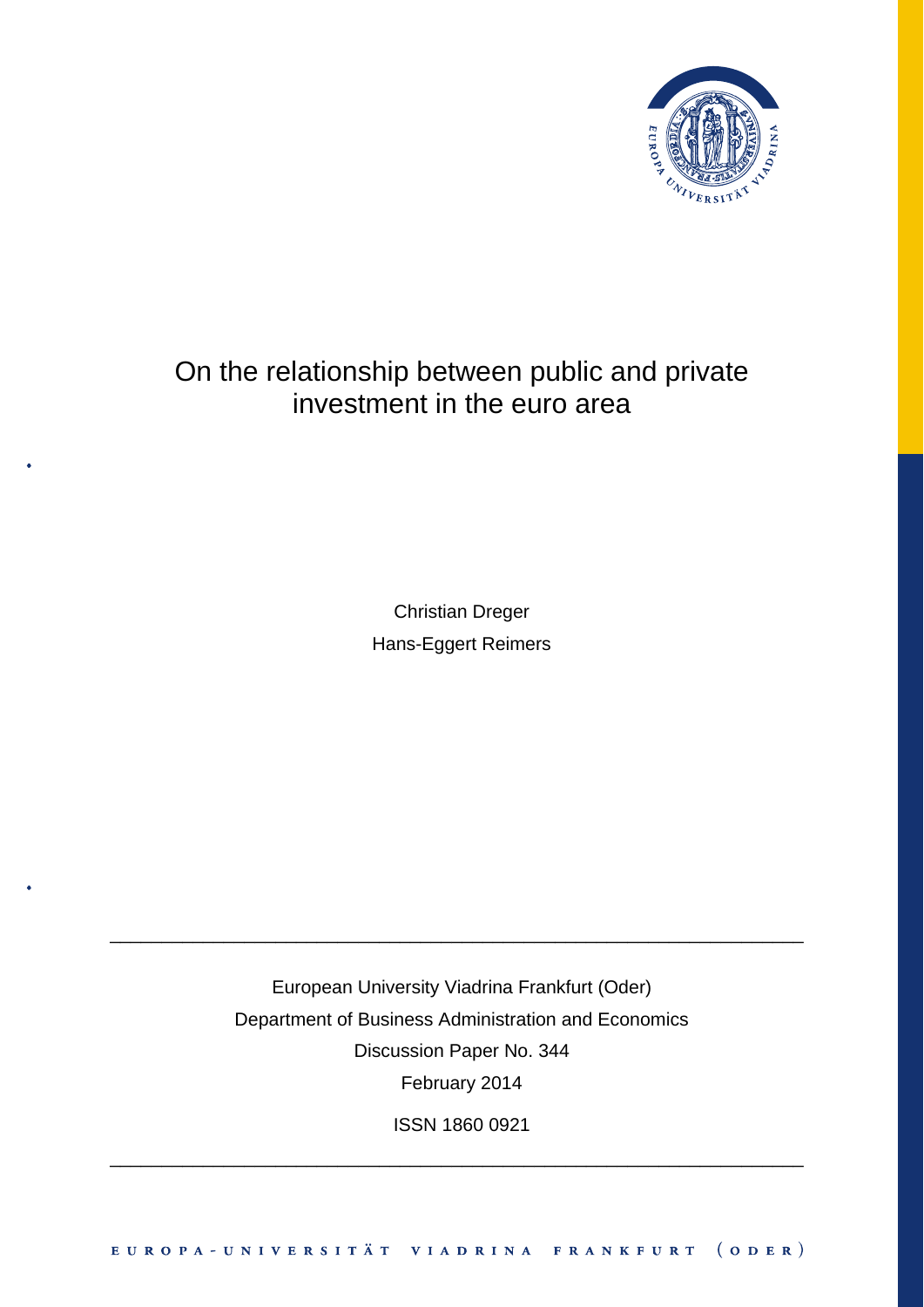# On the relationship between public and private investment in the euro area

Christian Dreger

Hans-Eggert Reimers

European University Viadrina Frankfurt (Oder)

Department of Business Administration and Economics

Discussion Paper No. 344

February 2014

ISSN 1860 0921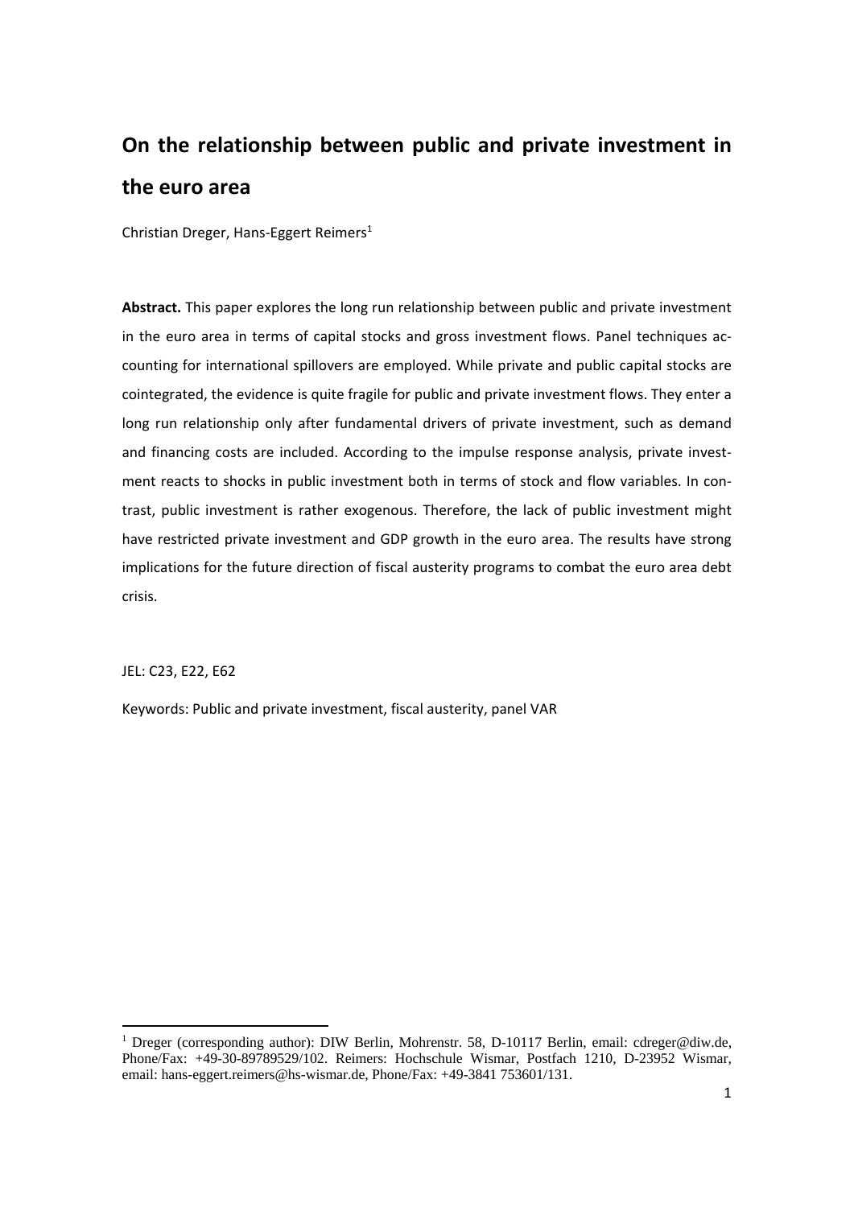# On the relationship between public and private investment in the euro area

Christian Dreger, Hans-Eggert Reimers[1]

**Abstract.** This paper explores the long run relationship between public and private investment in the euro area in terms of capital stocks and gross investment flows. Panel techniques accounting for international spillovers are employed. While private and public capital stocks are cointegrated, the evidence is quite fragile for public and private investment flows. They enter a long run relationship only after fundamental drivers of private investment, such as demand and financing costs are included. According to the impulse response analysis, private investment reacts to shocks in public investment both in terms of stock and flow variables. In contrast, public investment is rather exogenous. Therefore, the lack of public investment might have restricted private investment and GDP growth in the euro area. The results have strong implications for the future direction of fiscal austerity programs to combat the euro area debt crisis.

JEL: C23, E22, E62

Keywords: Public and private investment, fiscal austerity, panel VAR

[1] Dreger (corresponding author): DIW Berlin, Mohrenstr. 58, D-10117 Berlin, email: cdreger@diw.de, Phone/Fax: +49-30-89789529/102. Reimers: Hochschule Wismar, Postfach 1210, D-23952 Wismar, email: hans-eggert.reimers@hs-wismar.de, Phone/Fax: +49-3841 753601/131.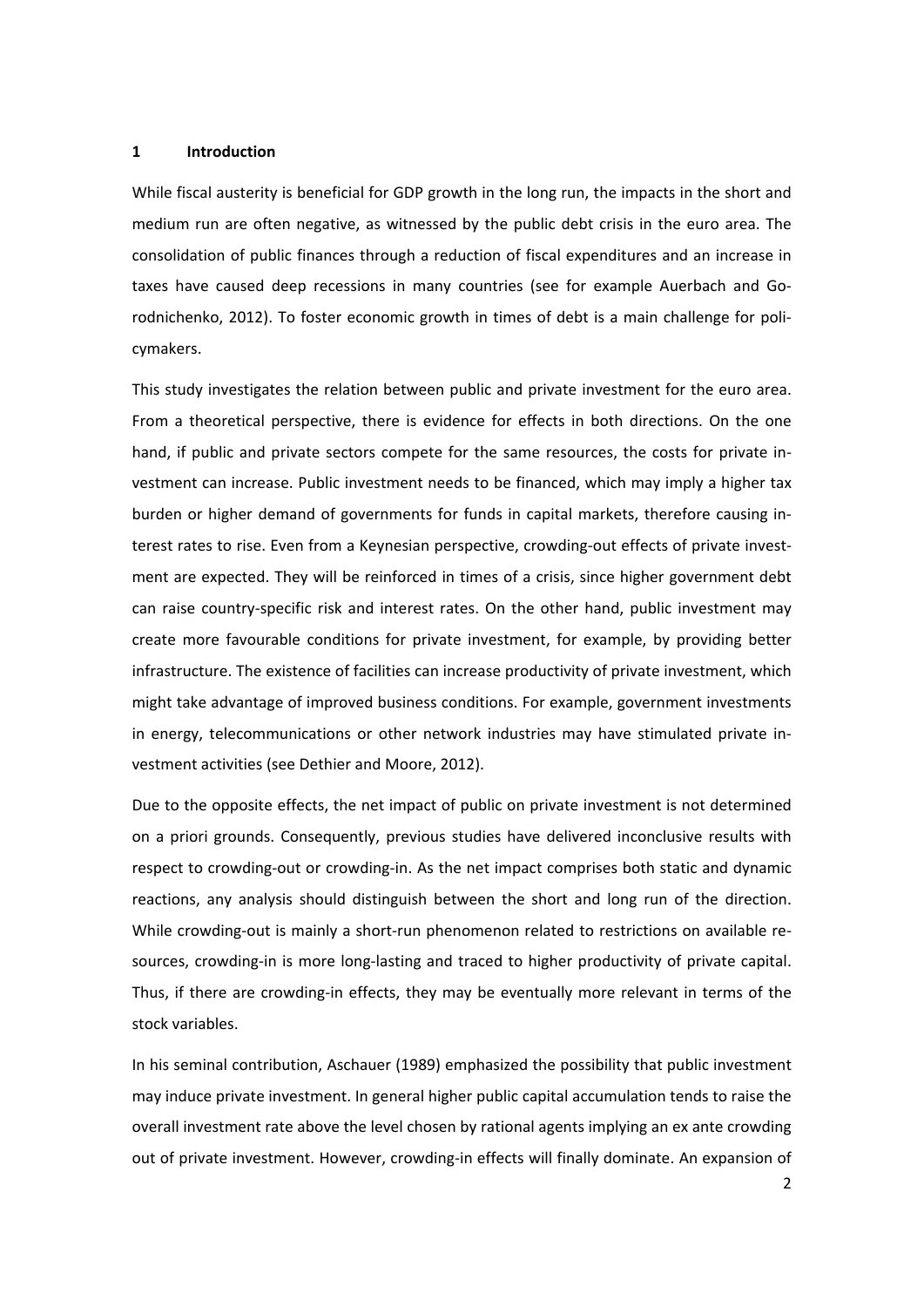# 1 Introduction

While fiscal austerity is beneficial for GDP growth in the long run, the impacts in the short and medium run are often negative, as witnessed by the public debt crisis in the euro area. The consolidation of public finances through a reduction of fiscal expenditures and an increase in taxes have caused deep recessions in many countries (see for example Auerbach and Gorodnichenko, 2012). To foster economic growth in times of debt is a main challenge for policymakers.

This study investigates the relation between public and private investment for the euro area. From a theoretical perspective, there is evidence for effects in both directions. On the one hand, if public and private sectors compete for the same resources, the costs for private investment can increase. Public investment needs to be financed, which may imply a higher tax burden or higher demand of governments for funds in capital markets, therefore causing interest rates to rise. Even from a Keynesian perspective, crowding-out effects of private investment are expected. They will be reinforced in times of a crisis, since higher government debt can raise country-specific risk and interest rates. On the other hand, public investment may create more favourable conditions for private investment, for example, by providing better infrastructure. The existence of facilities can increase productivity of private investment, which might take advantage of improved business conditions. For example, government investments in energy, telecommunications or other network industries may have stimulated private investment activities (see Dethier and Moore, 2012).

Due to the opposite effects, the net impact of public on private investment is not determined on a priori grounds. Consequently, previous studies have delivered inconclusive results with respect to crowding-out or crowding-in. As the net impact comprises both static and dynamic reactions, any analysis should distinguish between the short and long run of the direction. While crowding-out is mainly a short-run phenomenon related to restrictions on available resources, crowding-in is more long-lasting and traced to higher productivity of private capital. Thus, if there are crowding-in effects, they may be eventually more relevant in terms of the stock variables.

In his seminal contribution, Aschauer (1989) emphasized the possibility that public investment may induce private investment. In general higher public capital accumulation tends to raise the overall investment rate above the level chosen by rational agents implying an ex ante crowding out of private investment. However, crowding-in effects will finally dominate. An expansion of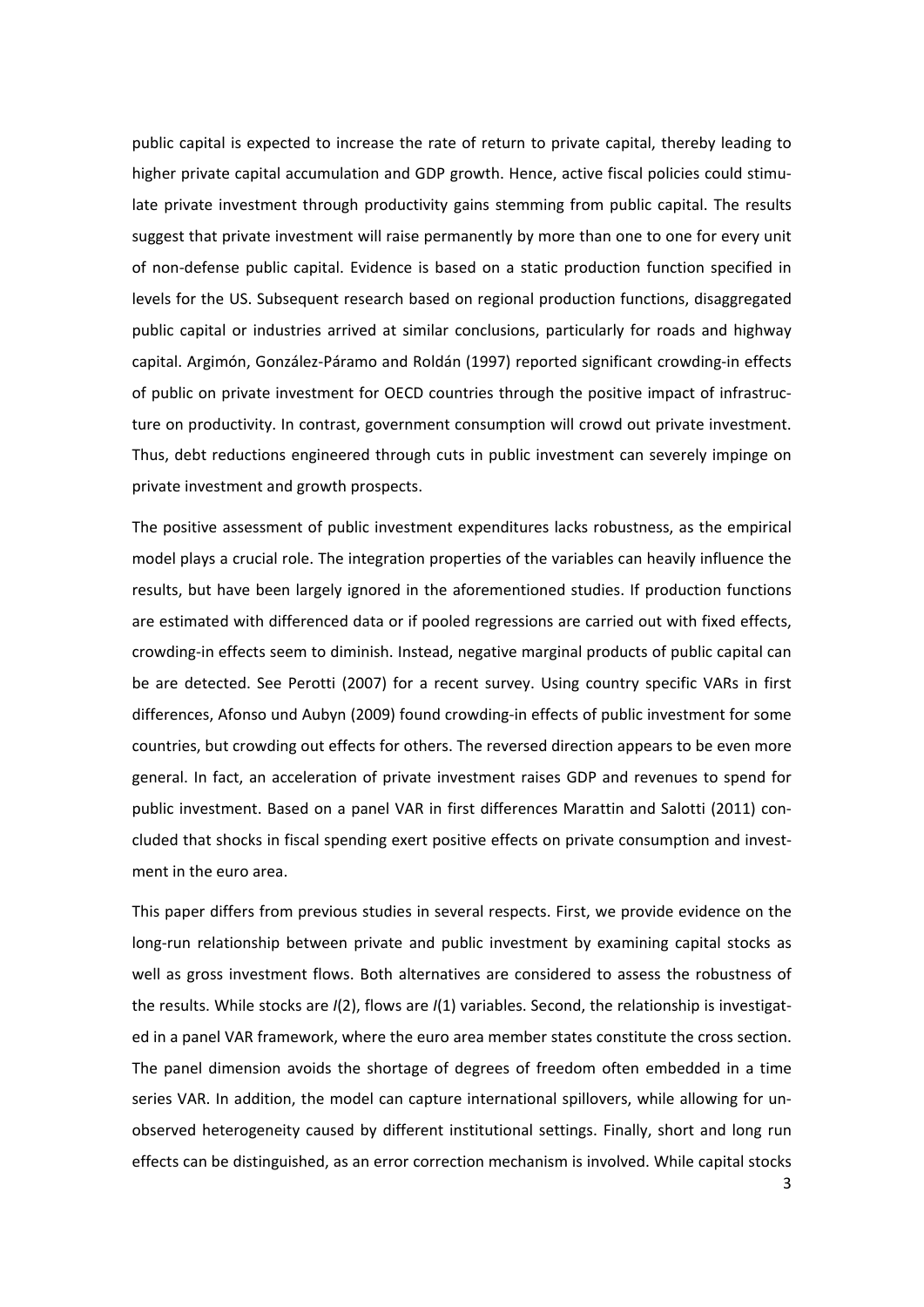public capital is expected to increase the rate of return to private capital, thereby leading to higher private capital accumulation and GDP growth. Hence, active fiscal policies could stimulate private investment through productivity gains stemming from public capital. The results suggest that private investment will raise permanently by more than one to one for every unit of non-defense public capital. Evidence is based on a static production function specified in levels for the US. Subsequent research based on regional production functions, disaggregated public capital or industries arrived at similar conclusions, particularly for roads and highway capital. Argimón, González-Páramo and Roldán (1997) reported significant crowding-in effects of public on private investment for OECD countries through the positive impact of infrastructure on productivity. In contrast, government consumption will crowd out private investment. Thus, debt reductions engineered through cuts in public investment can severely impinge on private investment and growth prospects.

The positive assessment of public investment expenditures lacks robustness, as the empirical model plays a crucial role. The integration properties of the variables can heavily influence the results, but have been largely ignored in the aforementioned studies. If production functions are estimated with differenced data or if pooled regressions are carried out with fixed effects, crowding-in effects seem to diminish. Instead, negative marginal products of public capital can be are detected. See Perotti (2007) for a recent survey. Using country specific VARs in first differences, Afonso und Aubyn (2009) found crowding-in effects of public investment for some countries, but crowding out effects for others. The reversed direction appears to be even more general. In fact, an acceleration of private investment raises GDP and revenues to spend for public investment. Based on a panel VAR in first differences Marattin and Salotti (2011) concluded that shocks in fiscal spending exert positive effects on private consumption and investment in the euro area.

This paper differs from previous studies in several respects. First, we provide evidence on the long-run relationship between private and public investment by examining capital stocks as well as gross investment flows. Both alternatives are considered to assess the robustness of the results. While stocks are *I*(2), flows are *I*(1) variables. Second, the relationship is investigated in a panel VAR framework, where the euro area member states constitute the cross section. The panel dimension avoids the shortage of degrees of freedom often embedded in a time series VAR. In addition, the model can capture international spillovers, while allowing for unobserved heterogeneity caused by different institutional settings. Finally, short and long run effects can be distinguished, as an error correction mechanism is involved. While capital stocks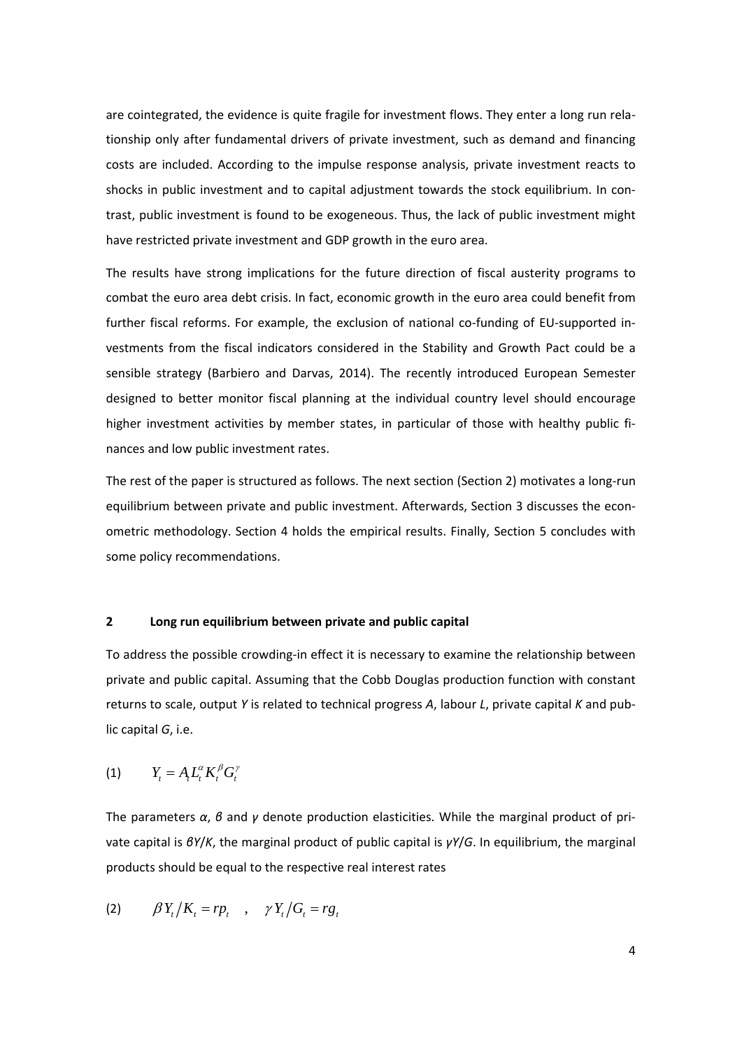are cointegrated, the evidence is quite fragile for investment flows. They enter a long run relationship only after fundamental drivers of private investment, such as demand and financing costs are included. According to the impulse response analysis, private investment reacts to shocks in public investment and to capital adjustment towards the stock equilibrium. In contrast, public investment is found to be exogeneous. Thus, the lack of public investment might have restricted private investment and GDP growth in the euro area.

The results have strong implications for the future direction of fiscal austerity programs to combat the euro area debt crisis. In fact, economic growth in the euro area could benefit from further fiscal reforms. For example, the exclusion of national co-funding of EU-supported investments from the fiscal indicators considered in the Stability and Growth Pact could be a sensible strategy (Barbiero and Darvas, 2014). The recently introduced European Semester designed to better monitor fiscal planning at the individual country level should encourage higher investment activities by member states, in particular of those with healthy public finances and low public investment rates.

The rest of the paper is structured as follows. The next section (Section 2) motivates a long-run equilibrium between private and public investment. Afterwards, Section 3 discusses the econometric methodology. Section 4 holds the empirical results. Finally, Section 5 concludes with some policy recommendations.

## 2 Long run equilibrium between private and public capital

To address the possible crowding-in effect it is necessary to examine the relationship between private and public capital. Assuming that the Cobb Douglas production function with constant returns to scale, output $Y$ is related to technical progress $A$, labour $L$, private capital $K$ and public capital $G$, i.e.

$$(1) \qquad Y_t = A_t L_t^{\alpha} K_t^{\beta} G_t^{\gamma}$$

The parameters $\alpha$, $\beta$ and $\gamma$ denote production elasticities. While the marginal product of private capital is $\beta Y/K$, the marginal product of public capital is $\gamma Y/G$. In equilibrium, the marginal products should be equal to the respective real interest rates

$$(2) \qquad \beta Y_t / K_t = rp_t \quad , \quad \gamma Y_t / G_t = rg_t$$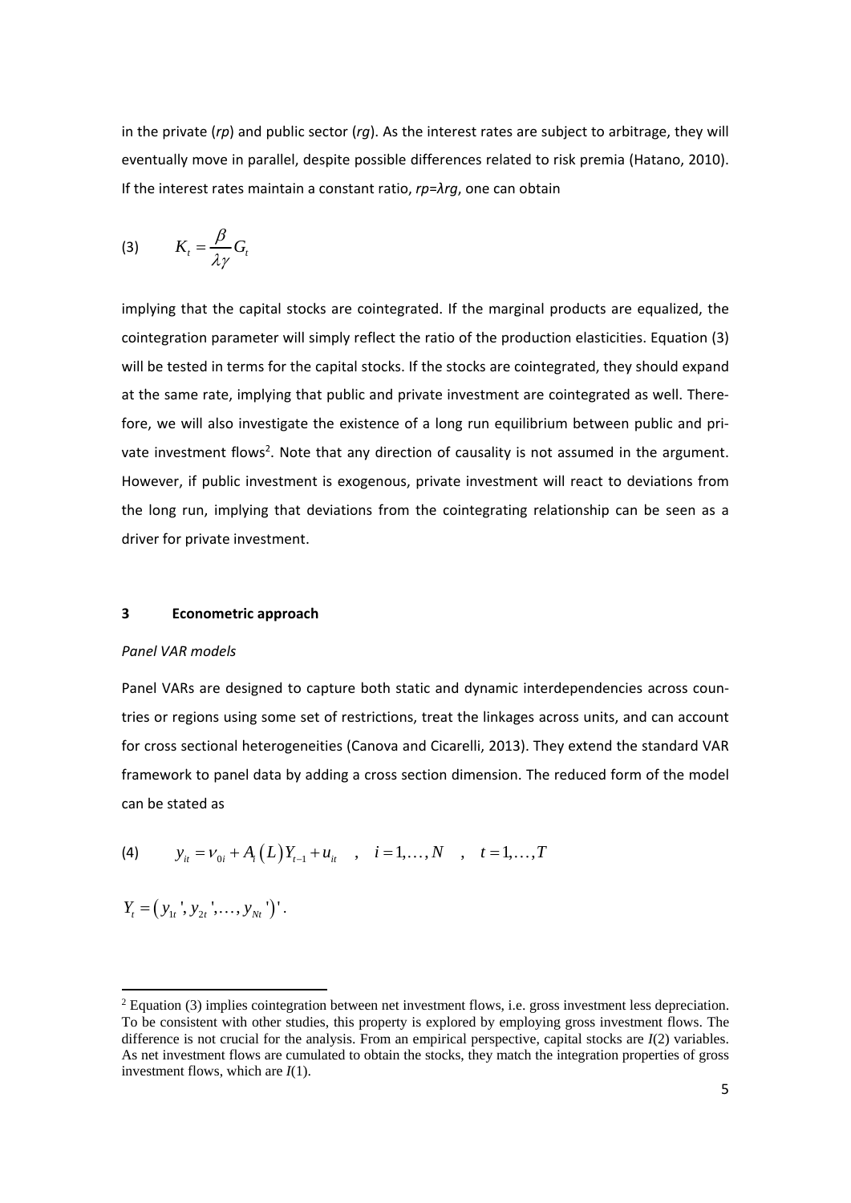in the private (*rp*) and public sector (*rg*). As the interest rates are subject to arbitrage, they will eventually move in parallel, despite possible differences related to risk premia (Hatano, 2010). If the interest rates maintain a constant ratio, $rp = \lambda rg$, one can obtain

$$(3) \qquad K_t = \frac{\beta}{\lambda \gamma} G_t$$

implying that the capital stocks are cointegrated. If the marginal products are equalized, the cointegration parameter will simply reflect the ratio of the production elasticities. Equation (3) will be tested in terms for the capital stocks. If the stocks are cointegrated, they should expand at the same rate, implying that public and private investment are cointegrated as well. Therefore, we will also investigate the existence of a long run equilibrium between public and private investment flows[2]. Note that any direction of causality is not assumed in the argument. However, if public investment is exogenous, private investment will react to deviations from the long run, implying that deviations from the cointegrating relationship can be seen as a driver for private investment.

## 3 Econometric approach

*Panel VAR models*

Panel VARs are designed to capture both static and dynamic interdependencies across countries or regions using some set of restrictions, treat the linkages across units, and can account for cross sectional heterogeneities (Canova and Cicarelli, 2013). They extend the standard VAR framework to panel data by adding a cross section dimension. The reduced form of the model can be stated as

$$(4) \qquad y_{it} = v_{0i} + A_i(L) Y_{t-1} + u_{it} \quad , \quad i = 1, \dots, N \quad , \quad t = 1, \dots, T$$

$$Y_t = \left( y_{1t}', y_{2t}', \dots, y_{Nt}' \right)'.$$

[2] Equation (3) implies cointegration between net investment flows, i.e. gross investment less depreciation. To be consistent with other studies, this property is explored by employing gross investment flows. The difference is not crucial for the analysis. From an empirical perspective, capital stocks are $I(2)$ variables. As net investment flows are cumulated to obtain the stocks, they match the integration properties of gross investment flows, which are $I(1)$.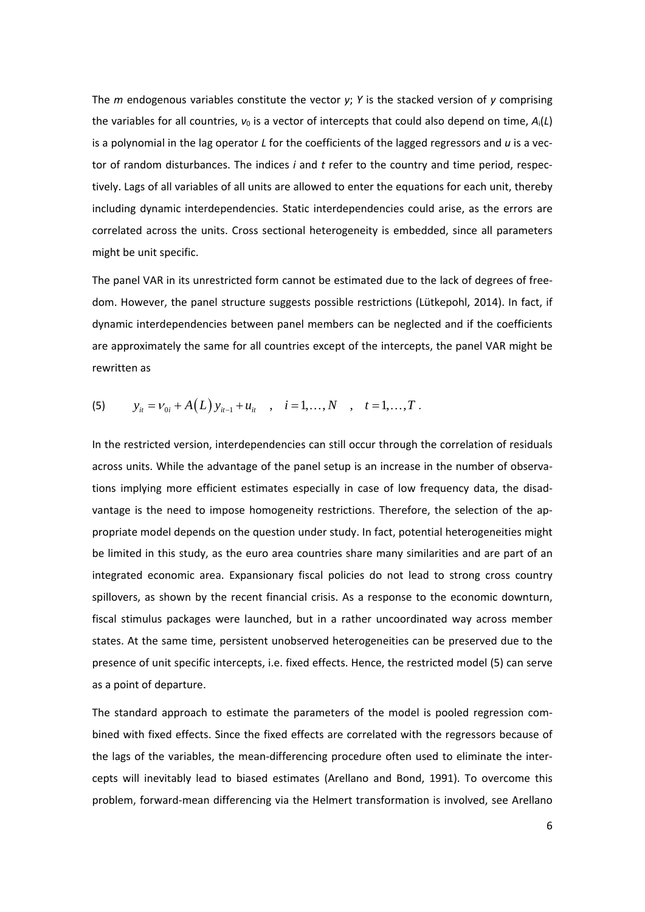The $m$ endogenous variables constitute the vector $y$; $Y$ is the stacked version of $y$ comprising the variables for all countries, $v_0$ is a vector of intercepts that could also depend on time, $A_i(L)$ is a polynomial in the lag operator $L$ for the coefficients of the lagged regressors and $u$ is a vector of random disturbances. The indices $i$ and $t$ refer to the country and time period, respectively. Lags of all variables of all units are allowed to enter the equations for each unit, thereby including dynamic interdependencies. Static interdependencies could arise, as the errors are correlated across the units. Cross sectional heterogeneity is embedded, since all parameters might be unit specific.

The panel VAR in its unrestricted form cannot be estimated due to the lack of degrees of freedom. However, the panel structure suggests possible restrictions (Lütkepohl, 2014). In fact, if dynamic interdependencies between panel members can be neglected and if the coefficients are approximately the same for all countries except of the intercepts, the panel VAR might be rewritten as

$$(5) \qquad y_{it} = v_{0i} + A(L)\, y_{it-1} + u_{it} \quad , \quad i = 1, \ldots, N \quad , \quad t = 1, \ldots, T \; .$$

In the restricted version, interdependencies can still occur through the correlation of residuals across units. While the advantage of the panel setup is an increase in the number of observations implying more efficient estimates especially in case of low frequency data, the disadvantage is the need to impose homogeneity restrictions. Therefore, the selection of the appropriate model depends on the question under study. In fact, potential heterogeneities might be limited in this study, as the euro area countries share many similarities and are part of an integrated economic area. Expansionary fiscal policies do not lead to strong cross country spillovers, as shown by the recent financial crisis. As a response to the economic downturn, fiscal stimulus packages were launched, but in a rather uncoordinated way across member states. At the same time, persistent unobserved heterogeneities can be preserved due to the presence of unit specific intercepts, i.e. fixed effects. Hence, the restricted model (5) can serve as a point of departure.

The standard approach to estimate the parameters of the model is pooled regression combined with fixed effects. Since the fixed effects are correlated with the regressors because of the lags of the variables, the mean-differencing procedure often used to eliminate the intercepts will inevitably lead to biased estimates (Arellano and Bond, 1991). To overcome this problem, forward-mean differencing via the Helmert transformation is involved, see Arellano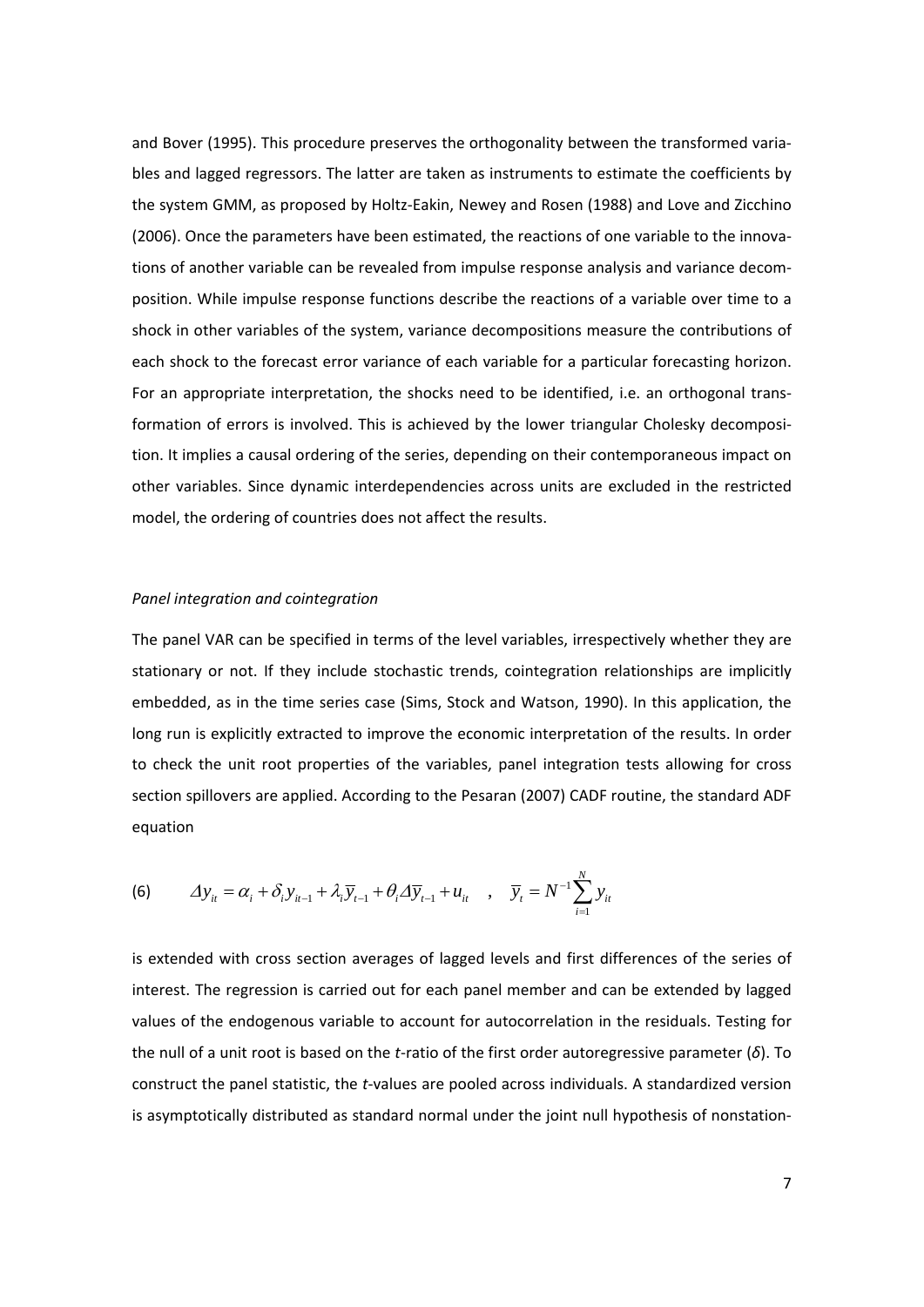and Bover (1995). This procedure preserves the orthogonality between the transformed variables and lagged regressors. The latter are taken as instruments to estimate the coefficients by the system GMM, as proposed by Holtz-Eakin, Newey and Rosen (1988) and Love and Zicchino (2006). Once the parameters have been estimated, the reactions of one variable to the innovations of another variable can be revealed from impulse response analysis and variance decomposition. While impulse response functions describe the reactions of a variable over time to a shock in other variables of the system, variance decompositions measure the contributions of each shock to the forecast error variance of each variable for a particular forecasting horizon. For an appropriate interpretation, the shocks need to be identified, i.e. an orthogonal transformation of errors is involved. This is achieved by the lower triangular Cholesky decomposition. It implies a causal ordering of the series, depending on their contemporaneous impact on other variables. Since dynamic interdependencies across units are excluded in the restricted model, the ordering of countries does not affect the results.

*Panel integration and cointegration*

The panel VAR can be specified in terms of the level variables, irrespectively whether they are stationary or not. If they include stochastic trends, cointegration relationships are implicitly embedded, as in the time series case (Sims, Stock and Watson, 1990). In this application, the long run is explicitly extracted to improve the economic interpretation of the results. In order to check the unit root properties of the variables, panel integration tests allowing for cross section spillovers are applied. According to the Pesaran (2007) CADF routine, the standard ADF equation

$$\text{(6)} \qquad \Delta y_{it} = \alpha_i + \delta_i y_{it-1} + \lambda_i \overline{y}_{t-1} + \theta_i \Delta \overline{y}_{t-1} + u_{it} \quad , \quad \overline{y}_t = N^{-1} \sum_{i=1}^{N} y_{it}$$

is extended with cross section averages of lagged levels and first differences of the series of interest. The regression is carried out for each panel member and can be extended by lagged values of the endogenous variable to account for autocorrelation in the residuals. Testing for the null of a unit root is based on the *t*-ratio of the first order autoregressive parameter ($\delta$). To construct the panel statistic, the *t*-values are pooled across individuals. A standardized version is asymptotically distributed as standard normal under the joint null hypothesis of nonstation-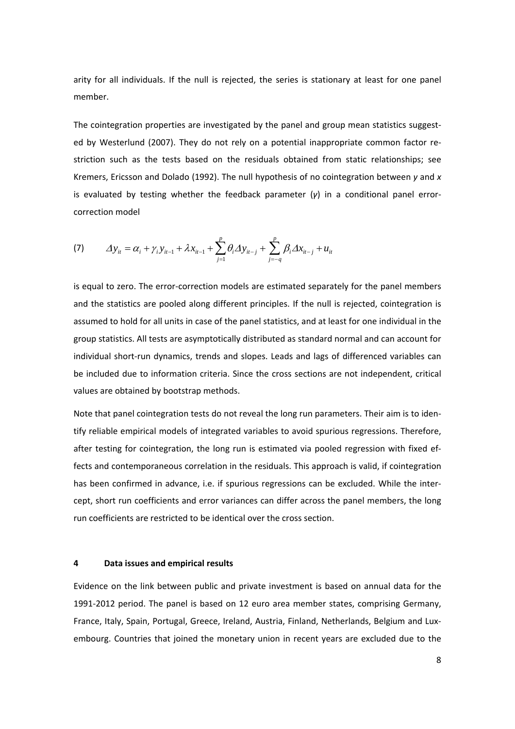arity for all individuals. If the null is rejected, the series is stationary at least for one panel member.

The cointegration properties are investigated by the panel and group mean statistics suggested by Westerlund (2007). They do not rely on a potential inappropriate common factor restriction such as the tests based on the residuals obtained from static relationships; see Kremers, Ericsson and Dolado (1992). The null hypothesis of no cointegration between *y* and *x* is evaluated by testing whether the feedback parameter ($\gamma$) in a conditional panel error-correction model

$$(7) \qquad \Delta y_{it} = \alpha_i + \gamma_i y_{it-1} + \lambda x_{it-1} + \sum_{j=1}^{p} \theta_i \Delta y_{it-j} + \sum_{j=-q}^{p} \beta_i \Delta x_{it-j} + u_{it}$$

is equal to zero. The error-correction models are estimated separately for the panel members and the statistics are pooled along different principles. If the null is rejected, cointegration is assumed to hold for all units in case of the panel statistics, and at least for one individual in the group statistics. All tests are asymptotically distributed as standard normal and can account for individual short-run dynamics, trends and slopes. Leads and lags of differenced variables can be included due to information criteria. Since the cross sections are not independent, critical values are obtained by bootstrap methods.

Note that panel cointegration tests do not reveal the long run parameters. Their aim is to identify reliable empirical models of integrated variables to avoid spurious regressions. Therefore, after testing for cointegration, the long run is estimated via pooled regression with fixed effects and contemporaneous correlation in the residuals. This approach is valid, if cointegration has been confirmed in advance, i.e. if spurious regressions can be excluded. While the intercept, short run coefficients and error variances can differ across the panel members, the long run coefficients are restricted to be identical over the cross section.

## 4 Data issues and empirical results

Evidence on the link between public and private investment is based on annual data for the 1991-2012 period. The panel is based on 12 euro area member states, comprising Germany, France, Italy, Spain, Portugal, Greece, Ireland, Austria, Finland, Netherlands, Belgium and Luxembourg. Countries that joined the monetary union in recent years are excluded due to the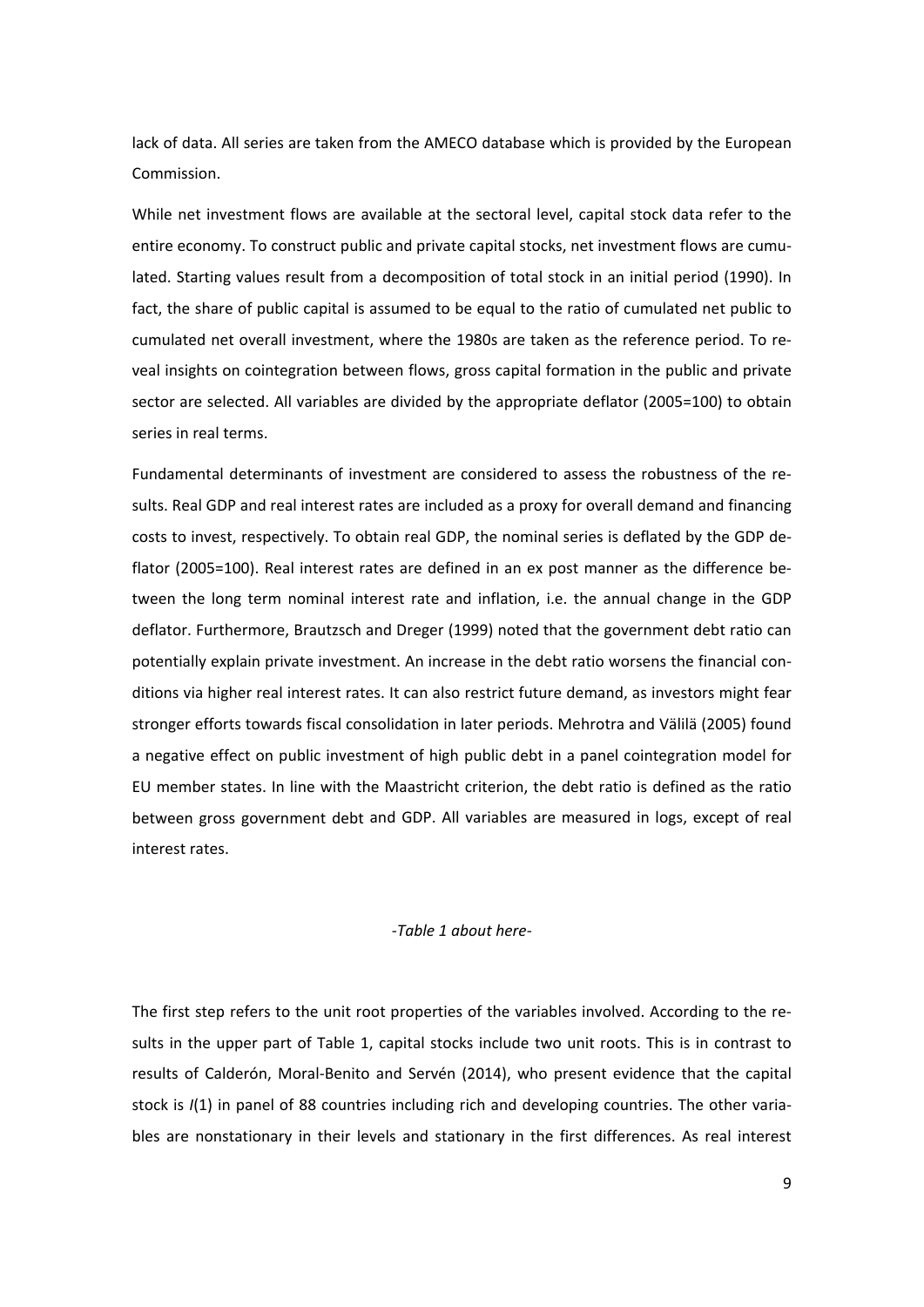lack of data. All series are taken from the AMECO database which is provided by the European Commission.

While net investment flows are available at the sectoral level, capital stock data refer to the entire economy. To construct public and private capital stocks, net investment flows are cumulated. Starting values result from a decomposition of total stock in an initial period (1990). In fact, the share of public capital is assumed to be equal to the ratio of cumulated net public to cumulated net overall investment, where the 1980s are taken as the reference period. To reveal insights on cointegration between flows, gross capital formation in the public and private sector are selected. All variables are divided by the appropriate deflator (2005=100) to obtain series in real terms.

Fundamental determinants of investment are considered to assess the robustness of the results. Real GDP and real interest rates are included as a proxy for overall demand and financing costs to invest, respectively. To obtain real GDP, the nominal series is deflated by the GDP deflator (2005=100). Real interest rates are defined in an ex post manner as the difference between the long term nominal interest rate and inflation, i.e. the annual change in the GDP deflator. Furthermore, Brautzsch and Dreger (1999) noted that the government debt ratio can potentially explain private investment. An increase in the debt ratio worsens the financial conditions via higher real interest rates. It can also restrict future demand, as investors might fear stronger efforts towards fiscal consolidation in later periods. Mehrotra and Välilä (2005) found a negative effect on public investment of high public debt in a panel cointegration model for EU member states. In line with the Maastricht criterion, the debt ratio is defined as the ratio between gross government debt and GDP. All variables are measured in logs, except of real interest rates.

*-Table 1 about here-*

The first step refers to the unit root properties of the variables involved. According to the results in the upper part of Table 1, capital stocks include two unit roots. This is in contrast to results of Calderón, Moral-Benito and Servén (2014), who present evidence that the capital stock is *I*(1) in panel of 88 countries including rich and developing countries. The other variables are nonstationary in their levels and stationary in the first differences. As real interest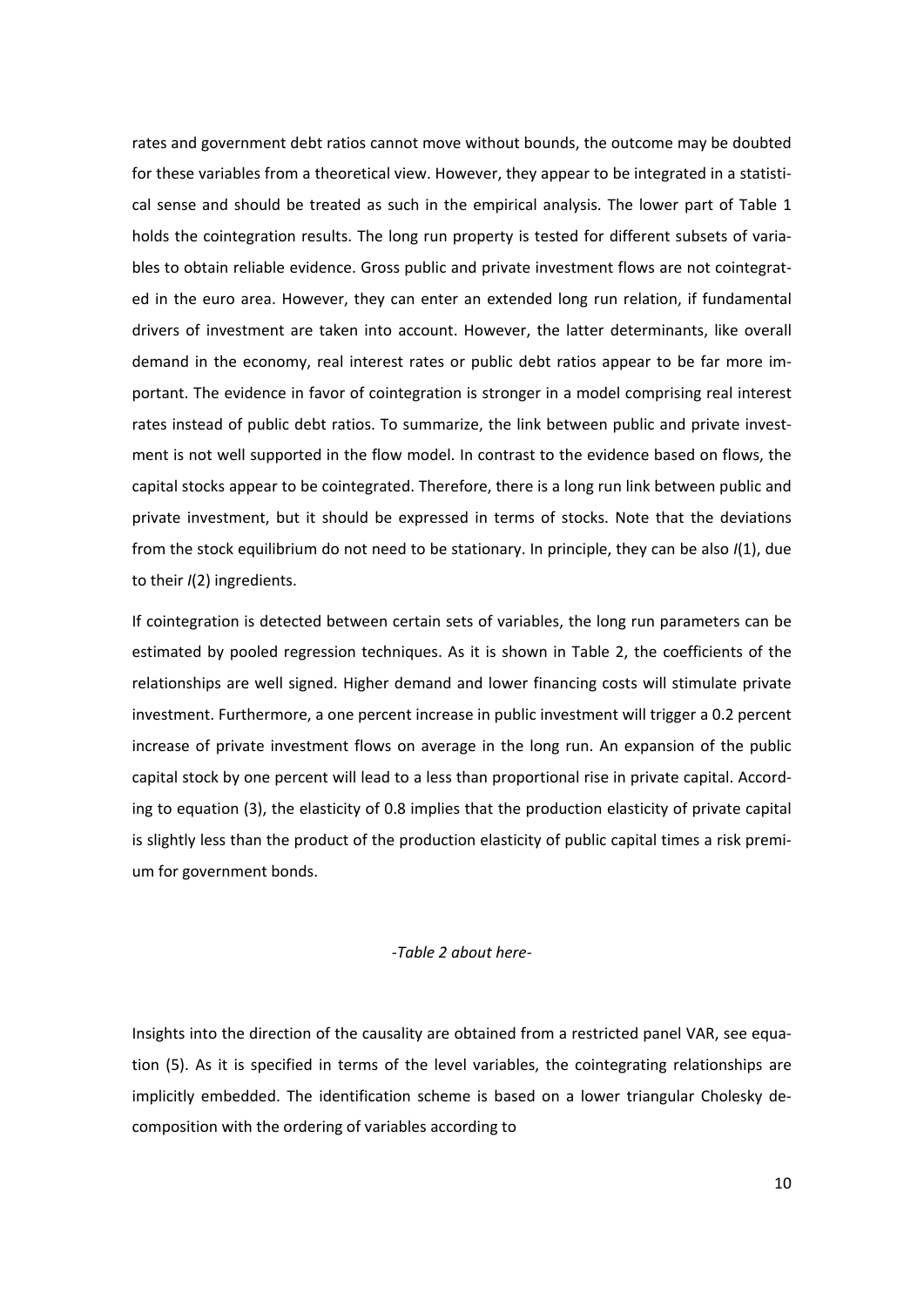rates and government debt ratios cannot move without bounds, the outcome may be doubted for these variables from a theoretical view. However, they appear to be integrated in a statistical sense and should be treated as such in the empirical analysis. The lower part of Table 1 holds the cointegration results. The long run property is tested for different subsets of variables to obtain reliable evidence. Gross public and private investment flows are not cointegrated in the euro area. However, they can enter an extended long run relation, if fundamental drivers of investment are taken into account. However, the latter determinants, like overall demand in the economy, real interest rates or public debt ratios appear to be far more important. The evidence in favor of cointegration is stronger in a model comprising real interest rates instead of public debt ratios. To summarize, the link between public and private investment is not well supported in the flow model. In contrast to the evidence based on flows, the capital stocks appear to be cointegrated. Therefore, there is a long run link between public and private investment, but it should be expressed in terms of stocks. Note that the deviations from the stock equilibrium do not need to be stationary. In principle, they can be also $I(1)$, due to their $I(2)$ ingredients.

If cointegration is detected between certain sets of variables, the long run parameters can be estimated by pooled regression techniques. As it is shown in Table 2, the coefficients of the relationships are well signed. Higher demand and lower financing costs will stimulate private investment. Furthermore, a one percent increase in public investment will trigger a 0.2 percent increase of private investment flows on average in the long run. An expansion of the public capital stock by one percent will lead to a less than proportional rise in private capital. According to equation (3), the elasticity of 0.8 implies that the production elasticity of private capital is slightly less than the product of the production elasticity of public capital times a risk premium for government bonds.

*-Table 2 about here-*

Insights into the direction of the causality are obtained from a restricted panel VAR, see equation (5). As it is specified in terms of the level variables, the cointegrating relationships are implicitly embedded. The identification scheme is based on a lower triangular Cholesky decomposition with the ordering of variables according to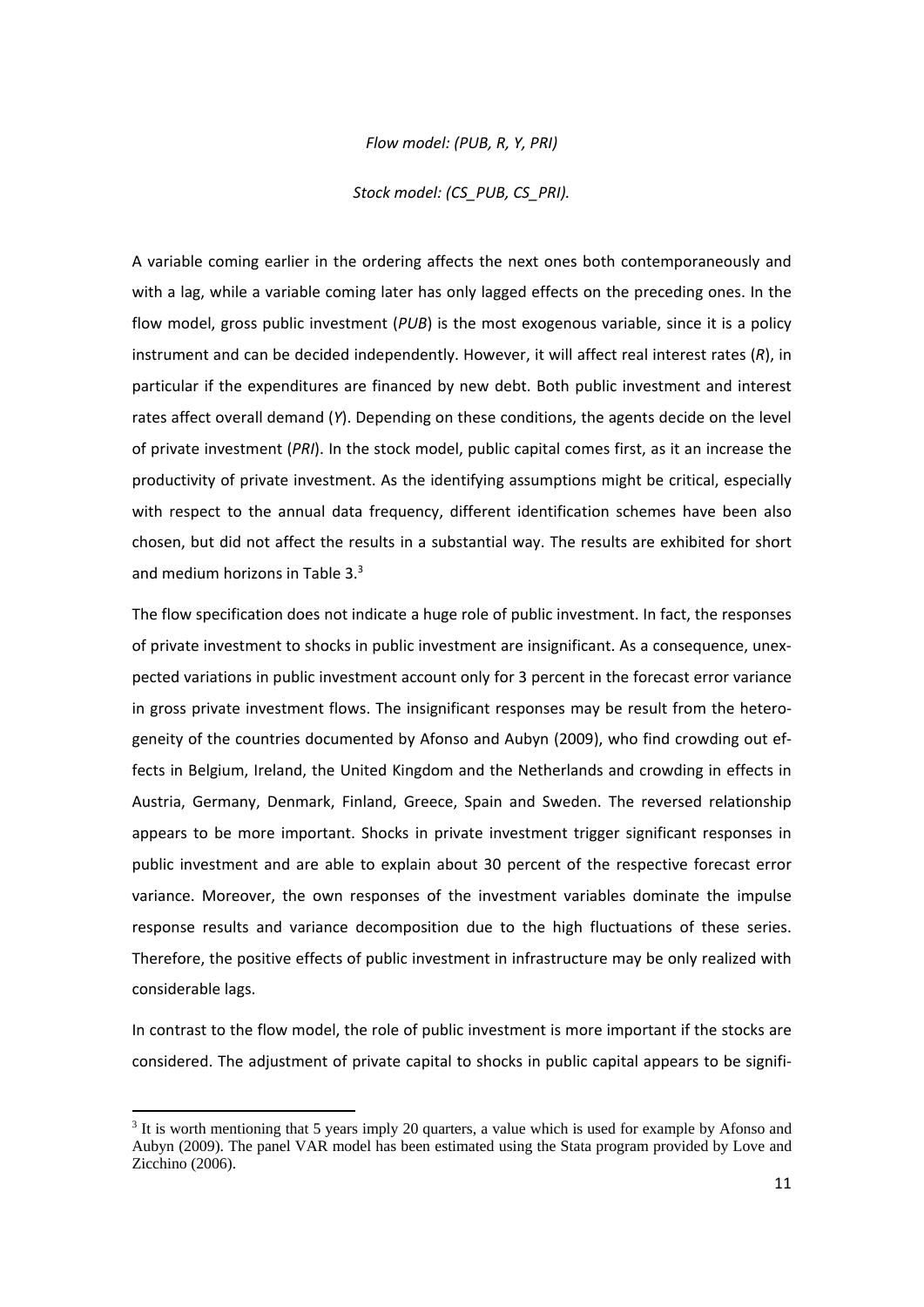*Flow model: (PUB, R, Y, PRI)*

*Stock model: (CS_PUB, CS_PRI).*

A variable coming earlier in the ordering affects the next ones both contemporaneously and with a lag, while a variable coming later has only lagged effects on the preceding ones. In the flow model, gross public investment (*PUB*) is the most exogenous variable, since it is a policy instrument and can be decided independently. However, it will affect real interest rates (*R*), in particular if the expenditures are financed by new debt. Both public investment and interest rates affect overall demand (*Y*). Depending on these conditions, the agents decide on the level of private investment (*PRI*). In the stock model, public capital comes first, as it an increase the productivity of private investment. As the identifying assumptions might be critical, especially with respect to the annual data frequency, different identification schemes have been also chosen, but did not affect the results in a substantial way. The results are exhibited for short and medium horizons in Table 3.[3]

The flow specification does not indicate a huge role of public investment. In fact, the responses of private investment to shocks in public investment are insignificant. As a consequence, unexpected variations in public investment account only for 3 percent in the forecast error variance in gross private investment flows. The insignificant responses may be result from the heterogeneity of the countries documented by Afonso and Aubyn (2009), who find crowding out effects in Belgium, Ireland, the United Kingdom and the Netherlands and crowding in effects in Austria, Germany, Denmark, Finland, Greece, Spain and Sweden. The reversed relationship appears to be more important. Shocks in private investment trigger significant responses in public investment and are able to explain about 30 percent of the respective forecast error variance. Moreover, the own responses of the investment variables dominate the impulse response results and variance decomposition due to the high fluctuations of these series. Therefore, the positive effects of public investment in infrastructure may be only realized with considerable lags.

In contrast to the flow model, the role of public investment is more important if the stocks are considered. The adjustment of private capital to shocks in public capital appears to be signifi-

[3] It is worth mentioning that 5 years imply 20 quarters, a value which is used for example by Afonso and Aubyn (2009). The panel VAR model has been estimated using the Stata program provided by Love and Zicchino (2006).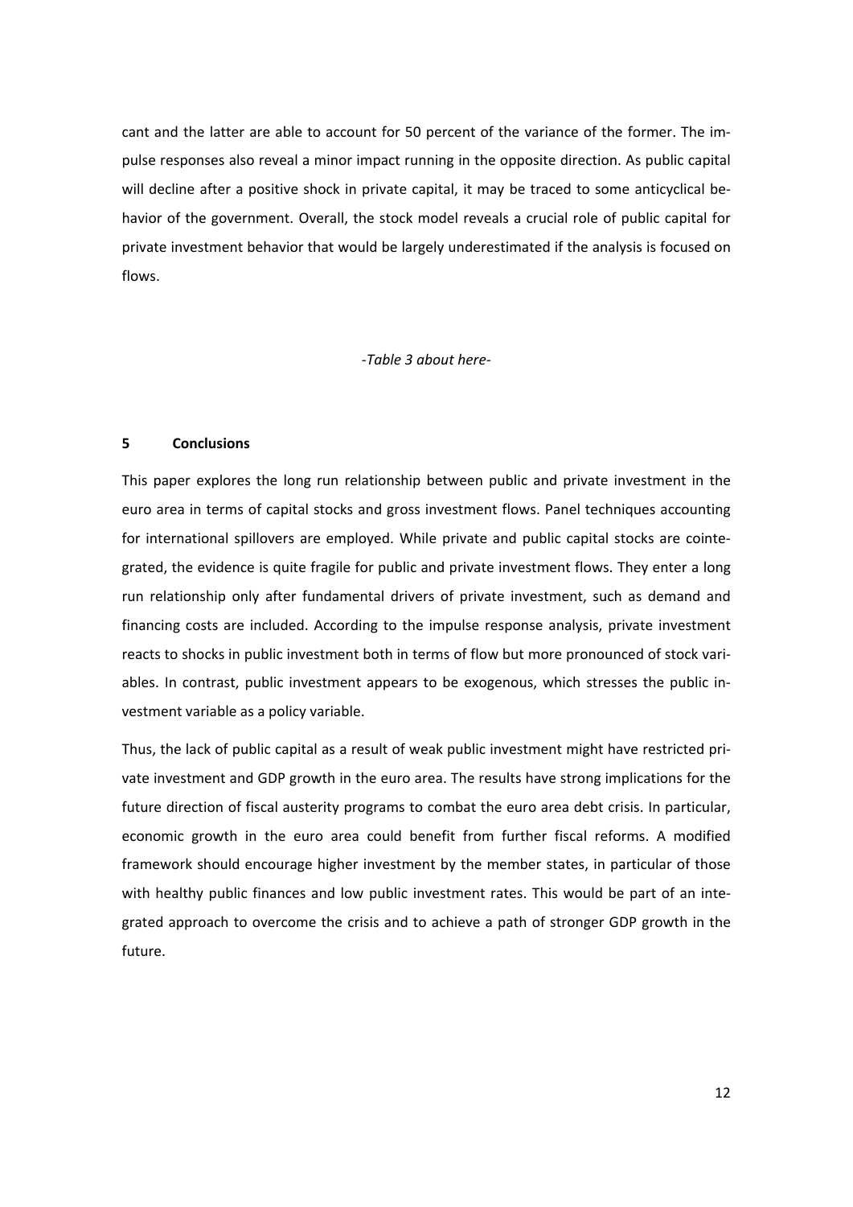cant and the latter are able to account for 50 percent of the variance of the former. The impulse responses also reveal a minor impact running in the opposite direction. As public capital will decline after a positive shock in private capital, it may be traced to some anticyclical behavior of the government. Overall, the stock model reveals a crucial role of public capital for private investment behavior that would be largely underestimated if the analysis is focused on flows.

*-Table 3 about here-*

## 5 Conclusions

This paper explores the long run relationship between public and private investment in the euro area in terms of capital stocks and gross investment flows. Panel techniques accounting for international spillovers are employed. While private and public capital stocks are cointegrated, the evidence is quite fragile for public and private investment flows. They enter a long run relationship only after fundamental drivers of private investment, such as demand and financing costs are included. According to the impulse response analysis, private investment reacts to shocks in public investment both in terms of flow but more pronounced of stock variables. In contrast, public investment appears to be exogenous, which stresses the public investment variable as a policy variable.

Thus, the lack of public capital as a result of weak public investment might have restricted private investment and GDP growth in the euro area. The results have strong implications for the future direction of fiscal austerity programs to combat the euro area debt crisis. In particular, economic growth in the euro area could benefit from further fiscal reforms. A modified framework should encourage higher investment by the member states, in particular of those with healthy public finances and low public investment rates. This would be part of an integrated approach to overcome the crisis and to achieve a path of stronger GDP growth in the future.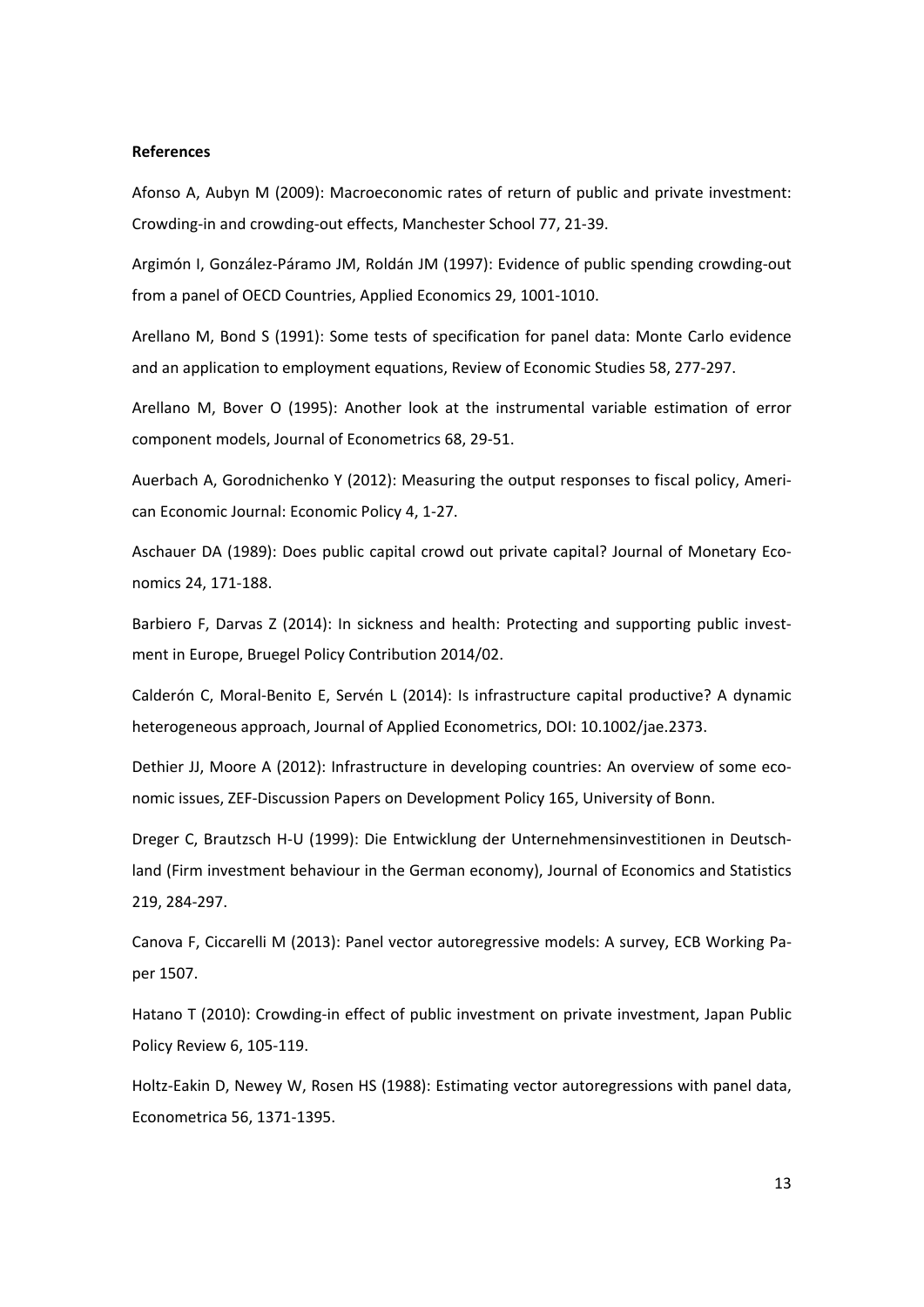**References**

Afonso A, Aubyn M (2009): Macroeconomic rates of return of public and private investment: Crowding-in and crowding-out effects, Manchester School 77, 21-39.

Argimón I, González-Páramo JM, Roldán JM (1997): Evidence of public spending crowding-out from a panel of OECD Countries, Applied Economics 29, 1001-1010.

Arellano M, Bond S (1991): Some tests of specification for panel data: Monte Carlo evidence and an application to employment equations, Review of Economic Studies 58, 277-297.

Arellano M, Bover O (1995): Another look at the instrumental variable estimation of error component models, Journal of Econometrics 68, 29-51.

Auerbach A, Gorodnichenko Y (2012): Measuring the output responses to fiscal policy, American Economic Journal: Economic Policy 4, 1-27.

Aschauer DA (1989): Does public capital crowd out private capital? Journal of Monetary Economics 24, 171-188.

Barbiero F, Darvas Z (2014): In sickness and health: Protecting and supporting public investment in Europe, Bruegel Policy Contribution 2014/02.

Calderón C, Moral-Benito E, Servén L (2014): Is infrastructure capital productive? A dynamic heterogeneous approach, Journal of Applied Econometrics, DOI: 10.1002/jae.2373.

Dethier JJ, Moore A (2012): Infrastructure in developing countries: An overview of some economic issues, ZEF-Discussion Papers on Development Policy 165, University of Bonn.

Dreger C, Brautzsch H-U (1999): Die Entwicklung der Unternehmensinvestitionen in Deutschland (Firm investment behaviour in the German economy), Journal of Economics and Statistics 219, 284-297.

Canova F, Ciccarelli M (2013): Panel vector autoregressive models: A survey, ECB Working Paper 1507.

Hatano T (2010): Crowding-in effect of public investment on private investment, Japan Public Policy Review 6, 105-119.

Holtz-Eakin D, Newey W, Rosen HS (1988): Estimating vector autoregressions with panel data, Econometrica 56, 1371-1395.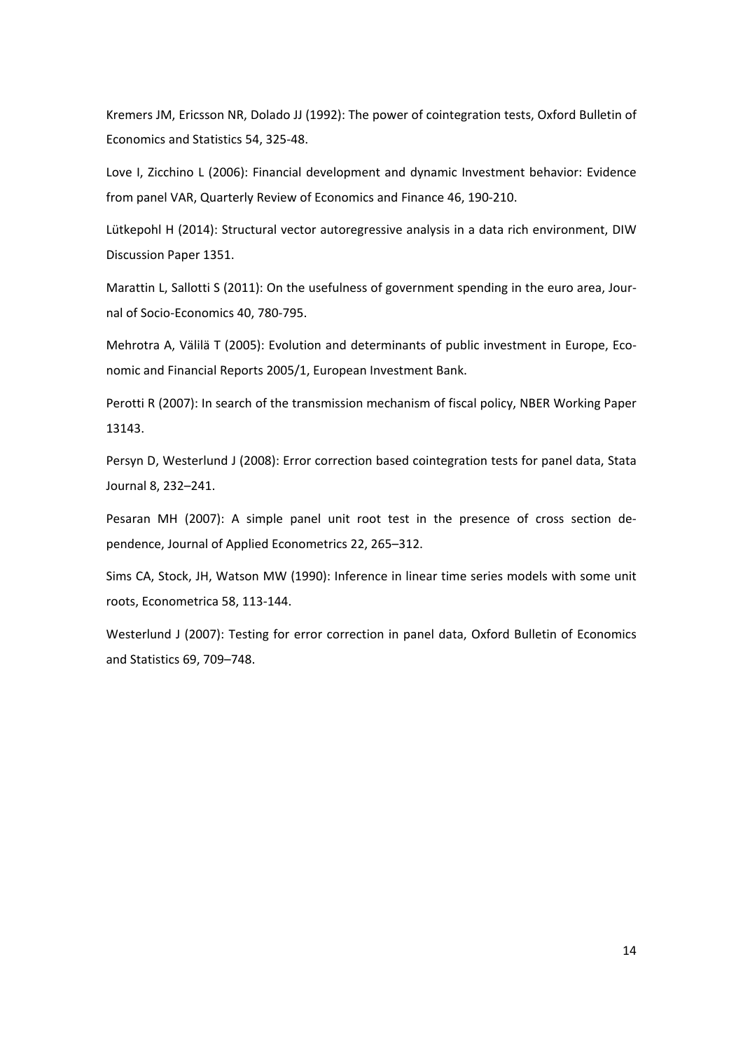Kremers JM, Ericsson NR, Dolado JJ (1992): The power of cointegration tests, Oxford Bulletin of Economics and Statistics 54, 325-48.

Love I, Zicchino L (2006): Financial development and dynamic Investment behavior: Evidence from panel VAR, Quarterly Review of Economics and Finance 46, 190-210.

Lütkepohl H (2014): Structural vector autoregressive analysis in a data rich environment, DIW Discussion Paper 1351.

Marattin L, Sallotti S (2011): On the usefulness of government spending in the euro area, Journal of Socio-Economics 40, 780-795.

Mehrotra A, Välilä T (2005): Evolution and determinants of public investment in Europe, Economic and Financial Reports 2005/1, European Investment Bank.

Perotti R (2007): In search of the transmission mechanism of fiscal policy, NBER Working Paper 13143.

Persyn D, Westerlund J (2008): Error correction based cointegration tests for panel data, Stata Journal 8, 232–241.

Pesaran MH (2007): A simple panel unit root test in the presence of cross section dependence, Journal of Applied Econometrics 22, 265–312.

Sims CA, Stock, JH, Watson MW (1990): Inference in linear time series models with some unit roots, Econometrica 58, 113-144.

Westerlund J (2007): Testing for error correction in panel data, Oxford Bulletin of Economics and Statistics 69, 709–748.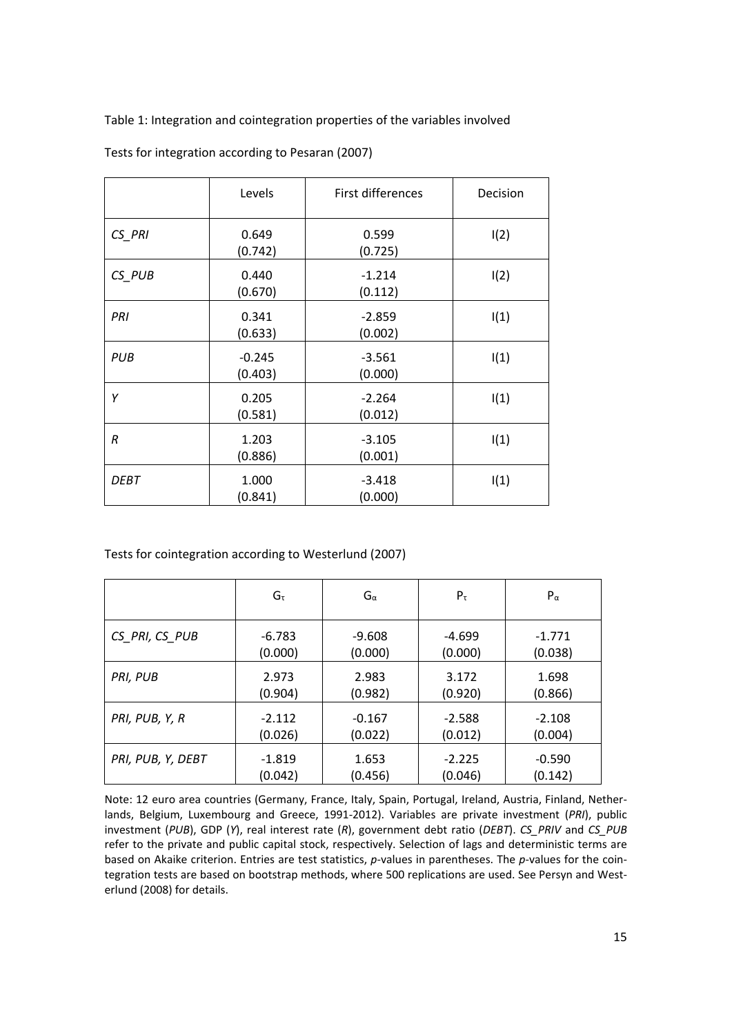Table 1: Integration and cointegration properties of the variables involved

Tests for integration according to Pesaran (2007)

| | Levels | First differences | Decision |
|---|---|---|---|
| *CS_PRI* | 0.649<br>(0.742) | 0.599<br>(0.725) | I(2) |
| *CS_PUB* | 0.440<br>(0.670) | -1.214<br>(0.112) | I(2) |
| *PRI* | 0.341<br>(0.633) | -2.859<br>(0.002) | I(1) |
| *PUB* | -0.245<br>(0.403) | -3.561<br>(0.000) | I(1) |
| *Y* | 0.205<br>(0.581) | -2.264<br>(0.012) | I(1) |
| *R* | 1.203<br>(0.886) | -3.105<br>(0.001) | I(1) |
| *DEBT* | 1.000<br>(0.841) | -3.418<br>(0.000) | I(1) |

Tests for cointegration according to Westerlund (2007)

| | $G_\tau$ | $G_\alpha$ | $P_\tau$ | $P_\alpha$ |
|---|---|---|---|---|
| *CS_PRI, CS_PUB* | -6.783<br>(0.000) | -9.608<br>(0.000) | -4.699<br>(0.000) | -1.771<br>(0.038) |
| *PRI, PUB* | 2.973<br>(0.904) | 2.983<br>(0.982) | 3.172<br>(0.920) | 1.698<br>(0.866) |
| *PRI, PUB, Y, R* | -2.112<br>(0.026) | -0.167<br>(0.022) | -2.588<br>(0.012) | -2.108<br>(0.004) |
| *PRI, PUB, Y, DEBT* | -1.819<br>(0.042) | 1.653<br>(0.456) | -2.225<br>(0.046) | -0.590<br>(0.142) |

Note: 12 euro area countries (Germany, France, Italy, Spain, Portugal, Ireland, Austria, Finland, Netherlands, Belgium, Luxembourg and Greece, 1991-2012). Variables are private investment (*PRI*), public investment (*PUB*), GDP (*Y*), real interest rate (*R*), government debt ratio (*DEBT*). *CS_PRIV* and *CS_PUB* refer to the private and public capital stock, respectively. Selection of lags and deterministic terms are based on Akaike criterion. Entries are test statistics, *p*-values in parentheses. The *p*-values for the cointegration tests are based on bootstrap methods, where 500 replications are used. See Persyn and Westerlund (2008) for details.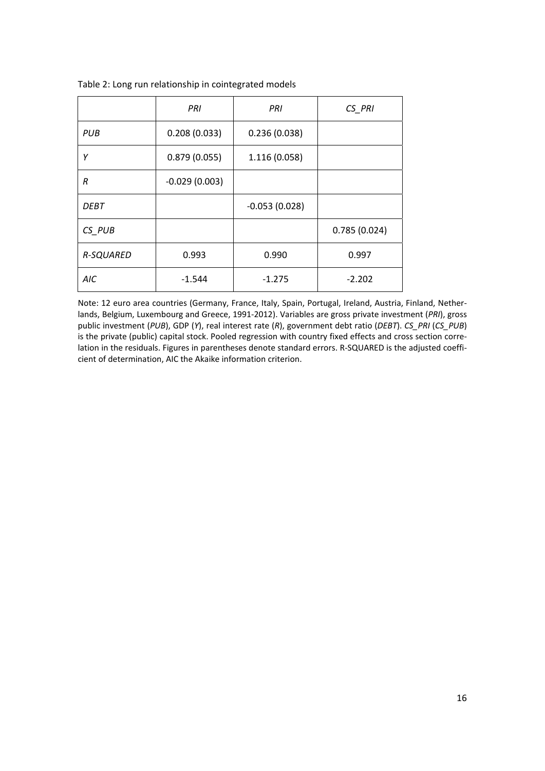Table 2: Long run relationship in cointegrated models

| | *PRI* | *PRI* | *CS_PRI* |
|---|---|---|---|
| *PUB* | 0.208 (0.033) | 0.236 (0.038) | |
| *Y* | 0.879 (0.055) | 1.116 (0.058) | |
| *R* | -0.029 (0.003) | | |
| *DEBT* | | -0.053 (0.028) | |
| *CS_PUB* | | | 0.785 (0.024) |
| *R-SQUARED* | 0.993 | 0.990 | 0.997 |
| *AIC* | -1.544 | -1.275 | -2.202 |

Note: 12 euro area countries (Germany, France, Italy, Spain, Portugal, Ireland, Austria, Finland, Netherlands, Belgium, Luxembourg and Greece, 1991-2012). Variables are gross private investment (*PRI*), gross public investment (*PUB*), GDP (*Y*), real interest rate (*R*), government debt ratio (*DEBT*). *CS_PRI* (*CS_PUB*) is the private (public) capital stock. Pooled regression with country fixed effects and cross section correlation in the residuals. Figures in parentheses denote standard errors. R-SQUARED is the adjusted coefficient of determination, AIC the Akaike information criterion.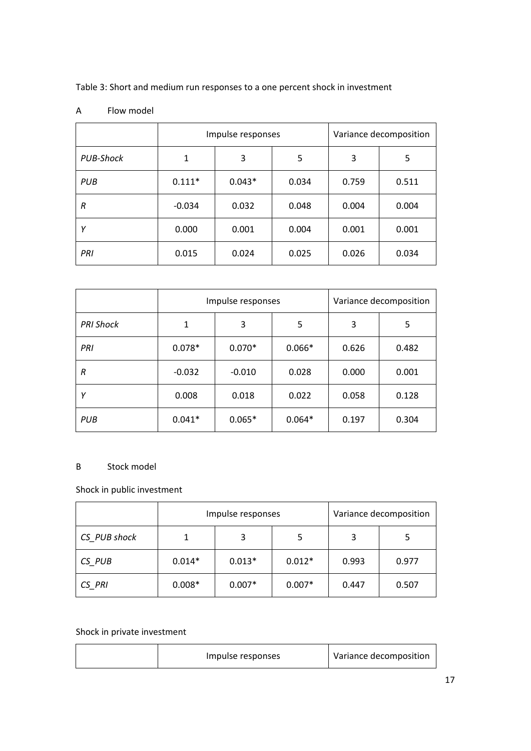Table 3: Short and medium run responses to a one percent shock in investment

A Flow model

| | Impulse responses | | | Variance decomposition | |
|---|---|---|---|---|---|
| *PUB-Shock* | 1 | 3 | 5 | 3 | 5 |
| *PUB* | 0.111* | 0.043* | 0.034 | 0.759 | 0.511 |
| *R* | -0.034 | 0.032 | 0.048 | 0.004 | 0.004 |
| *Y* | 0.000 | 0.001 | 0.004 | 0.001 | 0.001 |
| *PRI* | 0.015 | 0.024 | 0.025 | 0.026 | 0.034 |

| | Impulse responses | | | Variance decomposition | |
|---|---|---|---|---|---|
| *PRI Shock* | 1 | 3 | 5 | 3 | 5 |
| *PRI* | 0.078* | 0.070* | 0.066* | 0.626 | 0.482 |
| *R* | -0.032 | -0.010 | 0.028 | 0.000 | 0.001 |
| *Y* | 0.008 | 0.018 | 0.022 | 0.058 | 0.128 |
| *PUB* | 0.041* | 0.065* | 0.064* | 0.197 | 0.304 |

B Stock model

Shock in public investment

| | Impulse responses | | | Variance decomposition | |
|---|---|---|---|---|---|
| *CS_PUB shock* | 1 | 3 | 5 | 3 | 5 |
| *CS_PUB* | 0.014* | 0.013* | 0.012* | 0.993 | 0.977 |
| *CS_PRI* | 0.008* | 0.007* | 0.007* | 0.447 | 0.507 |

Shock in private investment

| | Impulse responses | Variance decomposition |
|---|---|---|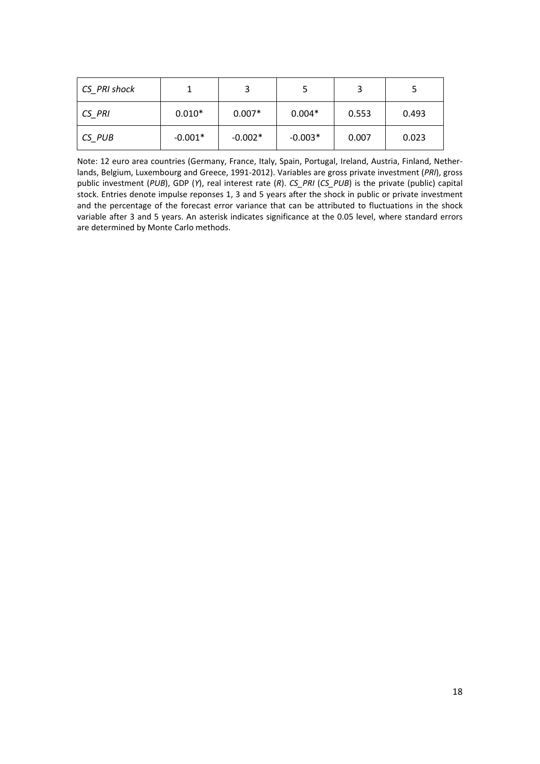| *CS_PRI shock* | 1 | 3 | 5 | 3 | 5 |
|---|---|---|---|---|---|
| *CS_PRI* | 0.010* | 0.007* | 0.004* | 0.553 | 0.493 |
| *CS_PUB* | -0.001* | -0.002* | -0.003* | 0.007 | 0.023 |

Note: 12 euro area countries (Germany, France, Italy, Spain, Portugal, Ireland, Austria, Finland, Netherlands, Belgium, Luxembourg and Greece, 1991-2012). Variables are gross private investment (*PRI*), gross public investment (*PUB*), GDP (*Y*), real interest rate (*R*). *CS_PRI* (*CS_PUB*) is the private (public) capital stock. Entries denote impulse reponses 1, 3 and 5 years after the shock in public or private investment and the percentage of the forecast error variance that can be attributed to fluctuations in the shock variable after 3 and 5 years. An asterisk indicates significance at the 0.05 level, where standard errors are determined by Monte Carlo methods.